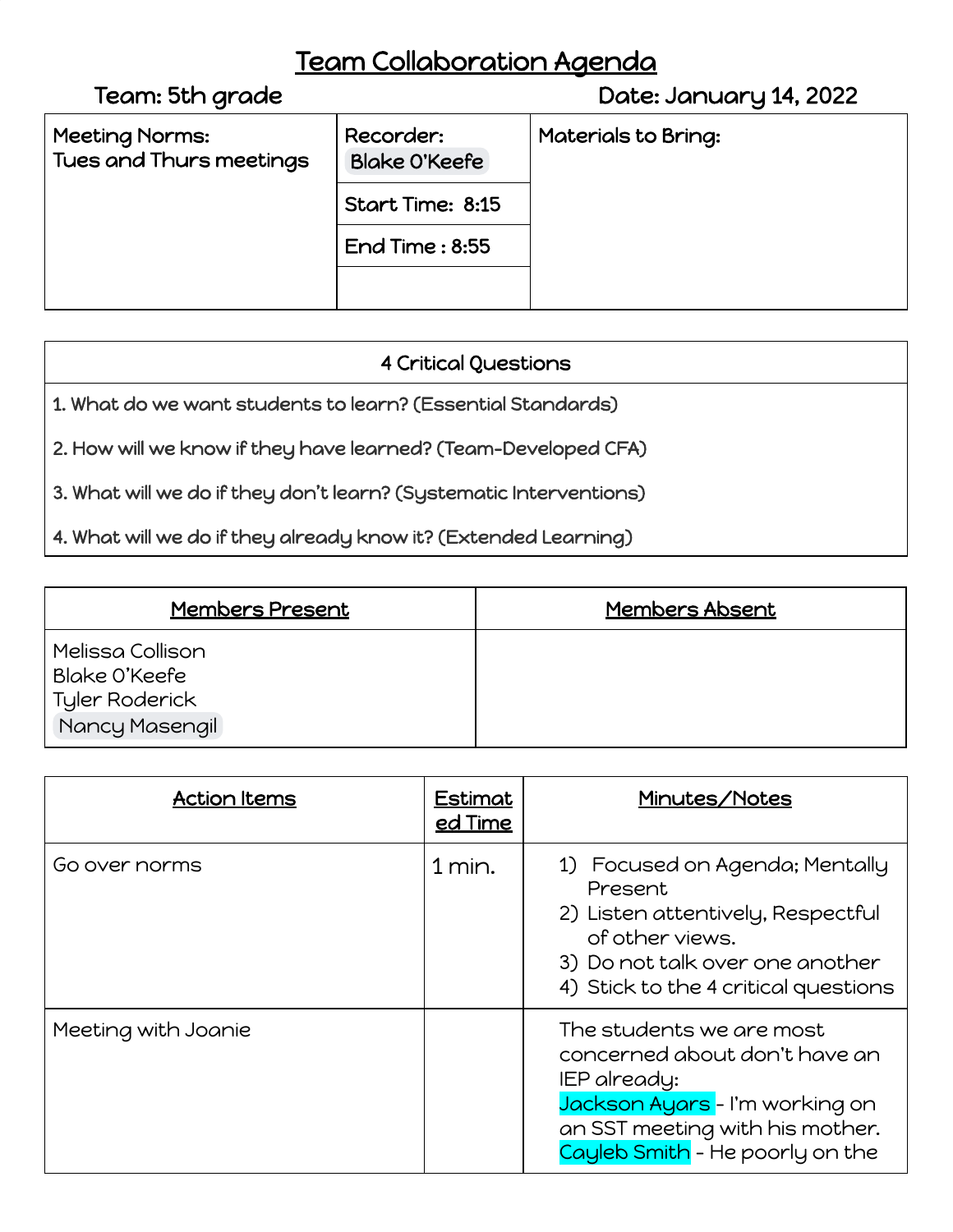# Team Collaboration Agenda

**Team: 5th grade** **Date: January 14, 2022**

| Meeting Norms: Tues and Thurs meetings | Recorder: Blake O'Keefe | Materials to Bring: |
|---|---|---|
| | Start Time: 8:15 | |
| | End Time : 8:55 | |
| | | |

| 4 Critical Questions |
|---|
| 1. What do we want students to learn? (Essential Standards) |
| 2. How will we know if they have learned? (Team-Developed CFA) |
| 3. What will we do if they don't learn? (Systematic Interventions) |
| 4. What will we do if they already know it? (Extended Learning) |

| Members Present | Members Absent |
|---|---|
| Melissa Collison<br>Blake O'Keefe<br>Tyler Roderick<br>Nancy Masengil | |

| Action Items | Estimated Time | Minutes/Notes |
|---|---|---|
| Go over norms | 1 min. | 1) Focused on Agenda; Mentally Present<br>2) Listen attentively, Respectful of other views.<br>3) Do not talk over one another<br>4) Stick to the 4 critical questions |
| Meeting with Joanie | | The students we are most concerned about don't have an IEP already:<br>Jackson Ayars - I'm working on an SST meeting with his mother.<br>Cayleb Smith - He poorly on the |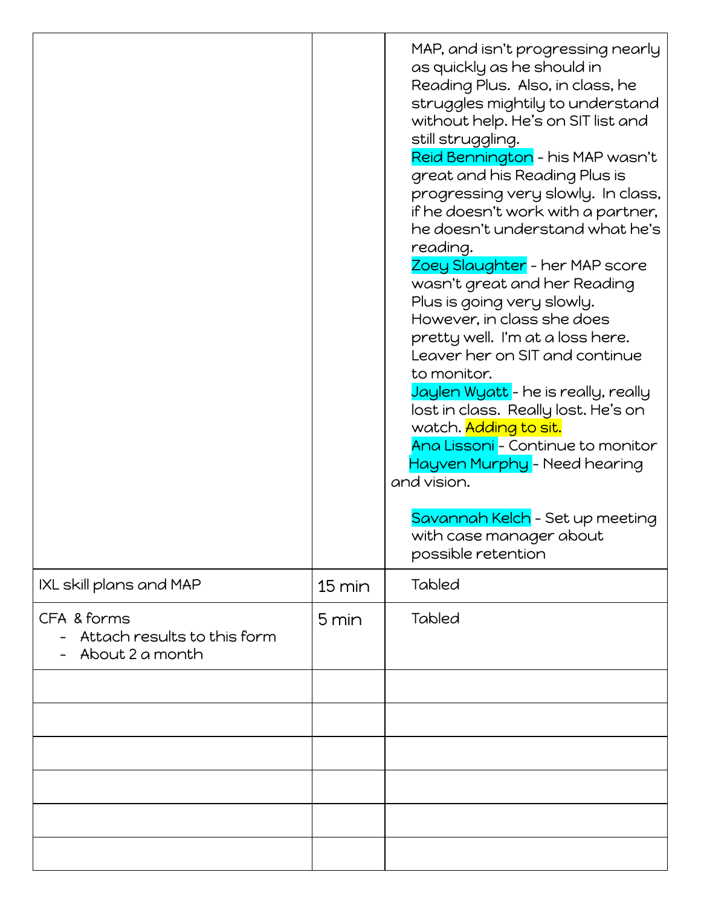| | | |
|---|---|---|
| | | MAP, and isn't progressing nearly as quickly as he should in Reading Plus. Also, in class, he struggles mightily to understand without help. He's on SIT list and still struggling.<br>Reid Bennington - his MAP wasn't great and his Reading Plus is progressing very slowly. In class, if he doesn't work with a partner, he doesn't understand what he's reading.<br>Zoey Slaughter - her MAP score wasn't great and her Reading Plus is going very slowly. However, in class she does pretty well. I'm at a loss here. Leaver her on SIT and continue to monitor.<br>Jaylen Wyatt - he is really, really lost in class. Really lost. He's on watch. Adding to sit.<br>Ana Lissoni - Continue to monitor<br>Hayven Murphy - Need hearing and vision.<br><br>Savannah Kelch - Set up meeting with case manager about possible retention |
| IXL skill plans and MAP | 15 min | Tabled |
| CFA & forms<br>- Attach results to this form<br>- About 2 a month | 5 min | Tabled |
| | | |
| | | |
| | | |
| | | |
| | | |
| | | |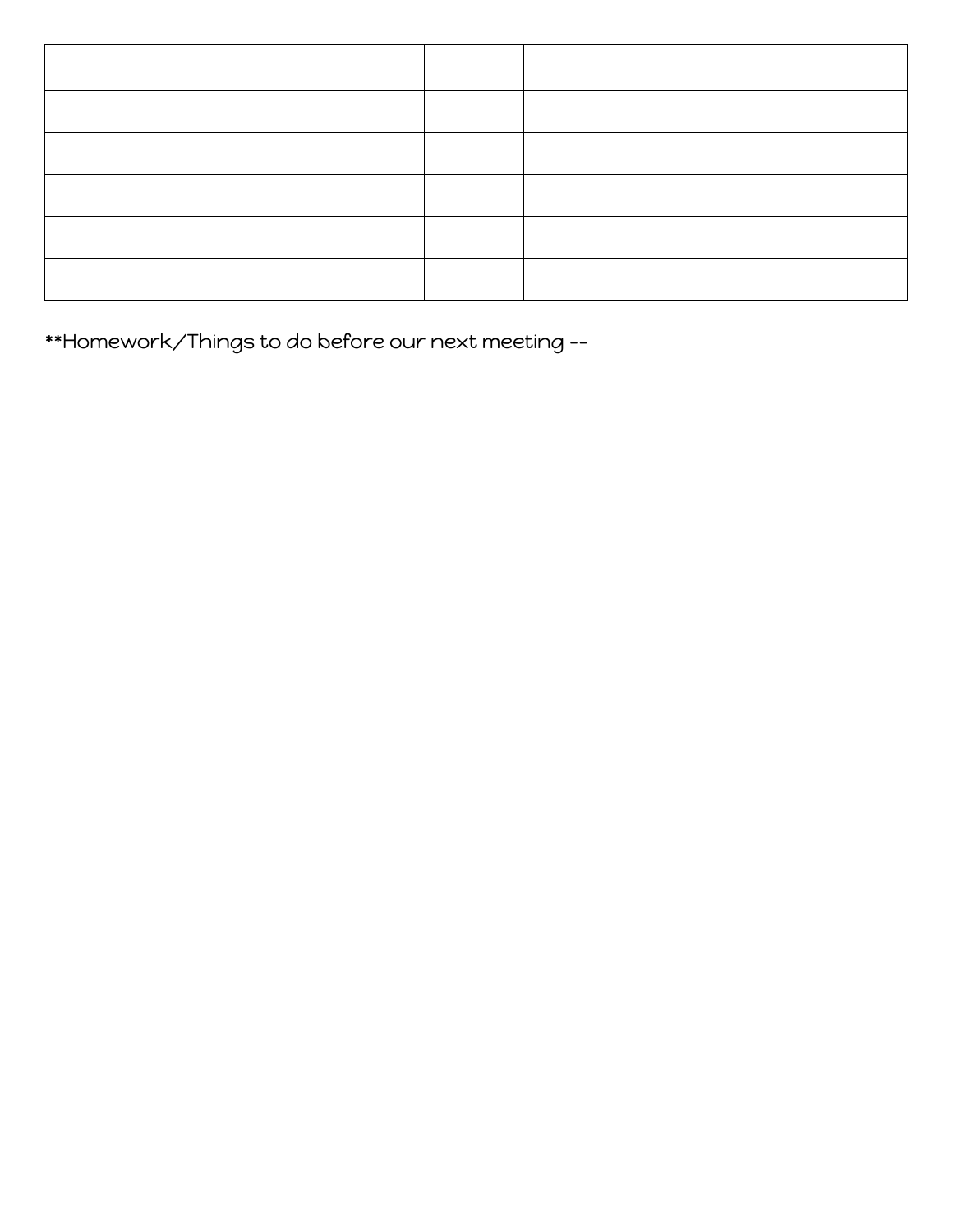| | | |
|---|---|---|
| | | |
| | | |
| | | |
| | | |
| | | |

**Homework/Things to do before our next meeting --